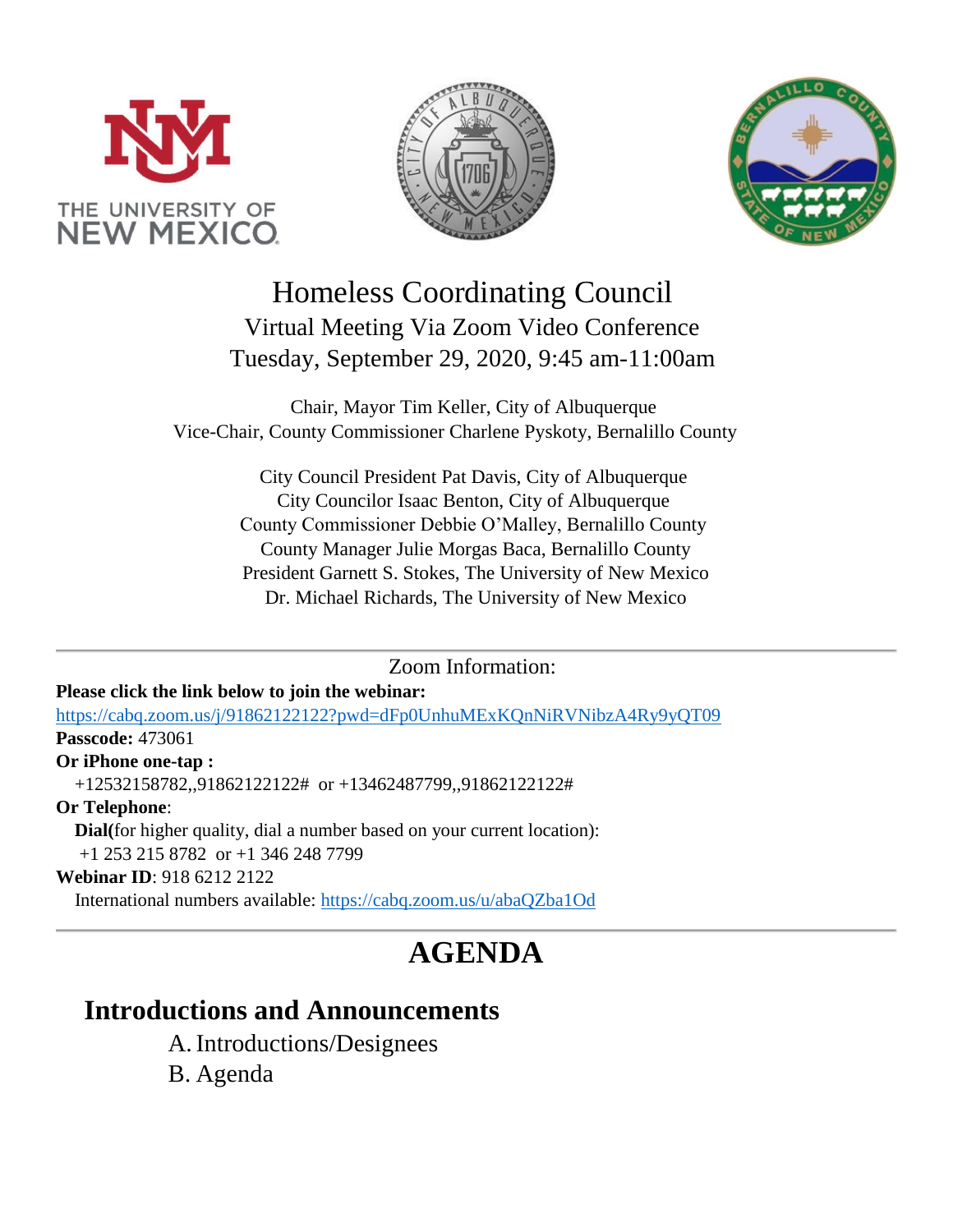# Homeless Coordinating Council

Virtual Meeting Via Zoom Video Conference

Tuesday, September 29, 2020, 9:45 am-11:00am

Chair, Mayor Tim Keller, City of Albuquerque
Vice-Chair, County Commissioner Charlene Pyskoty, Bernalillo County

City Council President Pat Davis, City of Albuquerque
City Councilor Isaac Benton, City of Albuquerque
County Commissioner Debbie O'Malley, Bernalillo County
County Manager Julie Morgas Baca, Bernalillo County
President Garnett S. Stokes, The University of New Mexico
Dr. Michael Richards, The University of New Mexico

---

Zoom Information:

**Please click the link below to join the webinar:**
https://cabq.zoom.us/j/91862122122?pwd=dFp0UnhuMExKQnNiRVNibzA4Ry9yQT09
**Passcode:** 473061
**Or iPhone one-tap :**
+12532158782,,91862122122# or +13462487799,,91862122122#
**Or Telephone**:
**Dial(**for higher quality, dial a number based on your current location):
+1 253 215 8782 or +1 346 248 7799
**Webinar ID**: 918 6212 2122
International numbers available: https://cabq.zoom.us/u/abaQZba1Od

---

# AGENDA

## Introductions and Announcements

A. Introductions/Designees
B. Agenda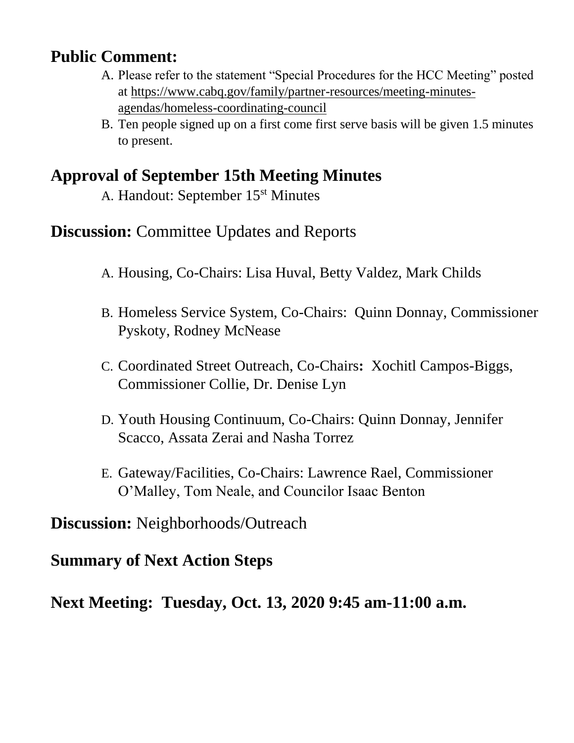## Public Comment:

A. Please refer to the statement "Special Procedures for the HCC Meeting" posted at https://www.cabq.gov/family/partner-resources/meeting-minutes-agendas/homeless-coordinating-council
B. Ten people signed up on a first come first serve basis will be given 1.5 minutes to present.

## Approval of September 15th Meeting Minutes

A. Handout: September 15st Minutes

## **Discussion:** Committee Updates and Reports

A. Housing, Co-Chairs: Lisa Huval, Betty Valdez, Mark Childs
B. Homeless Service System, Co-Chairs: Quinn Donnay, Commissioner Pyskoty, Rodney McNease
C. Coordinated Street Outreach, Co-Chairs**:** Xochitl Campos-Biggs, Commissioner Collie, Dr. Denise Lyn
D. Youth Housing Continuum, Co-Chairs: Quinn Donnay, Jennifer Scacco, Assata Zerai and Nasha Torrez
E. Gateway/Facilities, Co-Chairs: Lawrence Rael, Commissioner O'Malley, Tom Neale, and Councilor Isaac Benton

## **Discussion:** Neighborhoods/Outreach

## Summary of Next Action Steps

## Next Meeting: Tuesday, Oct. 13, 2020 9:45 am-11:00 a.m.